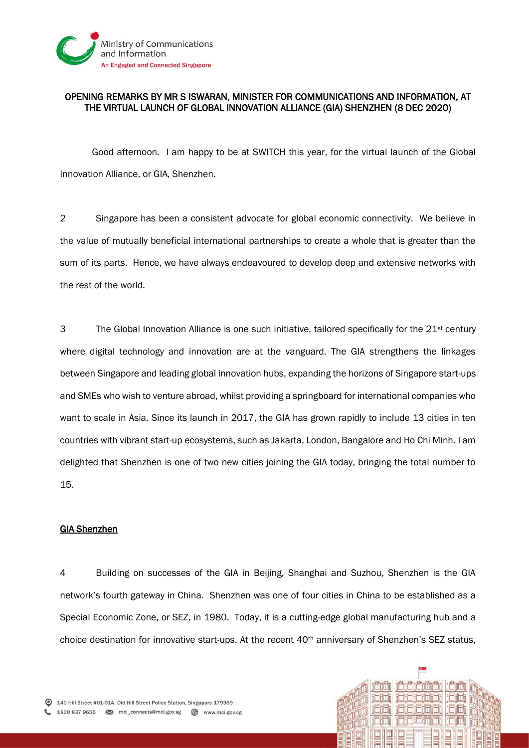# OPENING REMARKS BY MR S ISWARAN, MINISTER FOR COMMUNICATIONS AND INFORMATION, AT THE VIRTUAL LAUNCH OF GLOBAL INNOVATION ALLIANCE (GIA) SHENZHEN (8 DEC 2020)

Good afternoon. I am happy to be at SWITCH this year, for the virtual launch of the Global Innovation Alliance, or GIA, Shenzhen.

2 Singapore has been a consistent advocate for global economic connectivity. We believe in the value of mutually beneficial international partnerships to create a whole that is greater than the sum of its parts. Hence, we have always endeavoured to develop deep and extensive networks with the rest of the world.

3 The Global Innovation Alliance is one such initiative, tailored specifically for the 21st century where digital technology and innovation are at the vanguard. The GIA strengthens the linkages between Singapore and leading global innovation hubs, expanding the horizons of Singapore start-ups and SMEs who wish to venture abroad, whilst providing a springboard for international companies who want to scale in Asia. Since its launch in 2017, the GIA has grown rapidly to include 13 cities in ten countries with vibrant start-up ecosystems, such as Jakarta, London, Bangalore and Ho Chi Minh. I am delighted that Shenzhen is one of two new cities joining the GIA today, bringing the total number to 15.

## GIA Shenzhen

4 Building on successes of the GIA in Beijing, Shanghai and Suzhou, Shenzhen is the GIA network's fourth gateway in China. Shenzhen was one of four cities in China to be established as a Special Economic Zone, or SEZ, in 1980. Today, it is a cutting-edge global manufacturing hub and a choice destination for innovative start-ups. At the recent 40th anniversary of Shenzhen's SEZ status,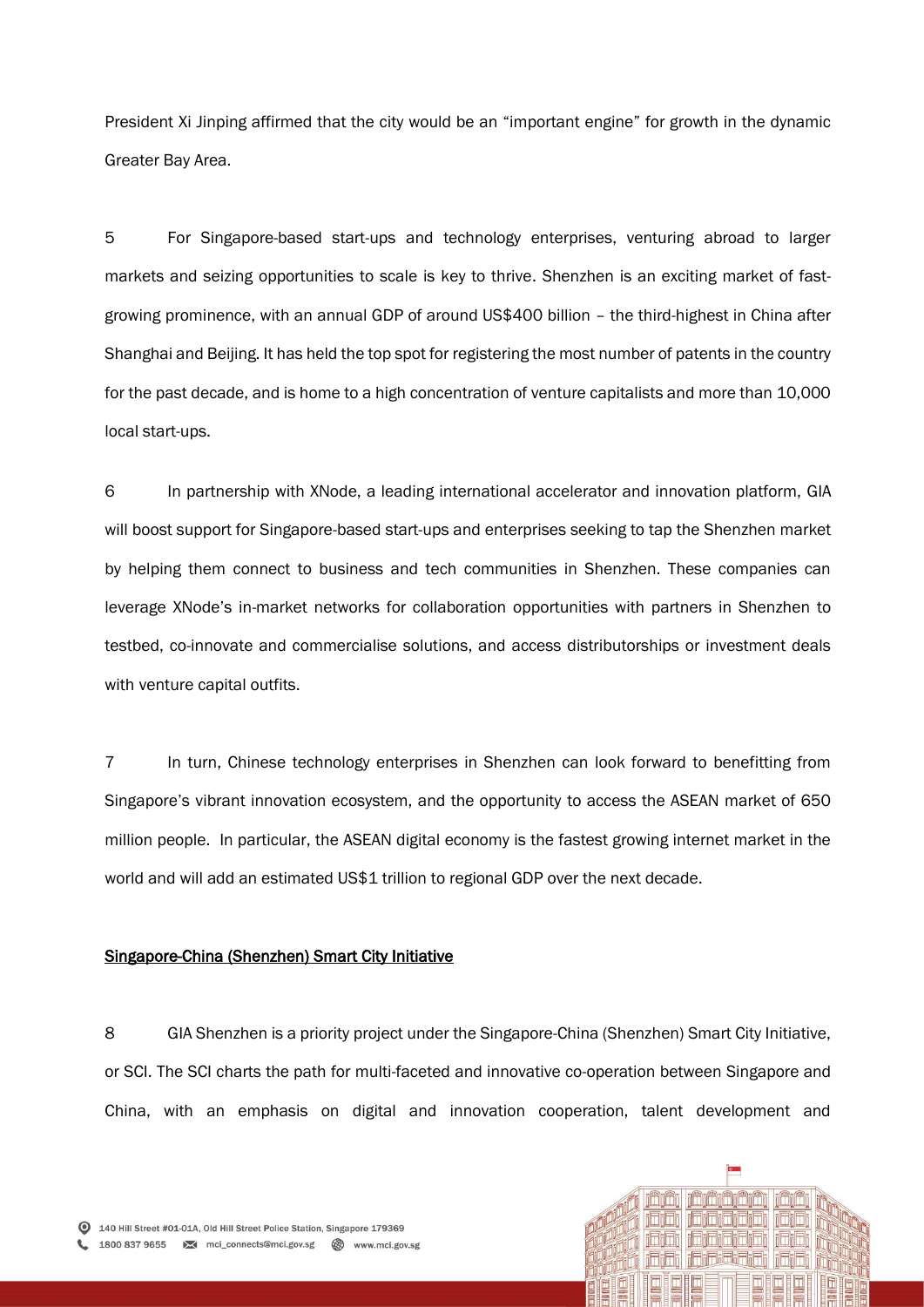President Xi Jinping affirmed that the city would be an "important engine" for growth in the dynamic Greater Bay Area.

5 For Singapore-based start-ups and technology enterprises, venturing abroad to larger markets and seizing opportunities to scale is key to thrive. Shenzhen is an exciting market of fast-growing prominence, with an annual GDP of around US$400 billion – the third-highest in China after Shanghai and Beijing. It has held the top spot for registering the most number of patents in the country for the past decade, and is home to a high concentration of venture capitalists and more than 10,000 local start-ups.

6 In partnership with XNode, a leading international accelerator and innovation platform, GIA will boost support for Singapore-based start-ups and enterprises seeking to tap the Shenzhen market by helping them connect to business and tech communities in Shenzhen. These companies can leverage XNode's in-market networks for collaboration opportunities with partners in Shenzhen to testbed, co-innovate and commercialise solutions, and access distributorships or investment deals with venture capital outfits.

7 In turn, Chinese technology enterprises in Shenzhen can look forward to benefitting from Singapore's vibrant innovation ecosystem, and the opportunity to access the ASEAN market of 650 million people. In particular, the ASEAN digital economy is the fastest growing internet market in the world and will add an estimated US$1 trillion to regional GDP over the next decade.

<u>Singapore-China (Shenzhen) Smart City Initiative</u>

8 GIA Shenzhen is a priority project under the Singapore-China (Shenzhen) Smart City Initiative, or SCI. The SCI charts the path for multi-faceted and innovative co-operation between Singapore and China, with an emphasis on digital and innovation cooperation, talent development and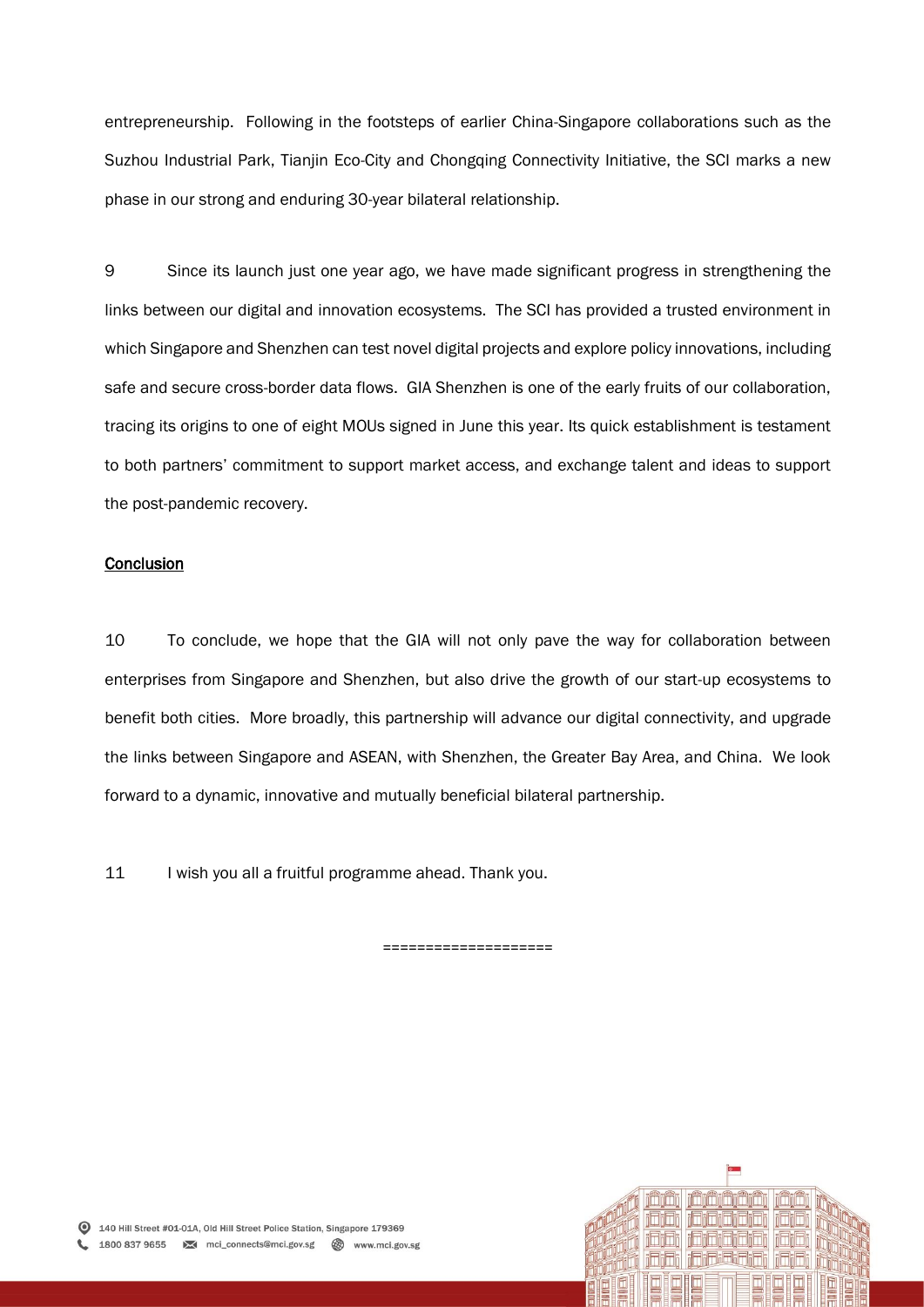entrepreneurship. Following in the footsteps of earlier China-Singapore collaborations such as the Suzhou Industrial Park, Tianjin Eco-City and Chongqing Connectivity Initiative, the SCI marks a new phase in our strong and enduring 30-year bilateral relationship.

9 Since its launch just one year ago, we have made significant progress in strengthening the links between our digital and innovation ecosystems. The SCI has provided a trusted environment in which Singapore and Shenzhen can test novel digital projects and explore policy innovations, including safe and secure cross-border data flows. GIA Shenzhen is one of the early fruits of our collaboration, tracing its origins to one of eight MOUs signed in June this year. Its quick establishment is testament to both partners' commitment to support market access, and exchange talent and ideas to support the post-pandemic recovery.

## Conclusion

10 To conclude, we hope that the GIA will not only pave the way for collaboration between enterprises from Singapore and Shenzhen, but also drive the growth of our start-up ecosystems to benefit both cities. More broadly, this partnership will advance our digital connectivity, and upgrade the links between Singapore and ASEAN, with Shenzhen, the Greater Bay Area, and China. We look forward to a dynamic, innovative and mutually beneficial bilateral partnership.

11 I wish you all a fruitful programme ahead. Thank you.

===================